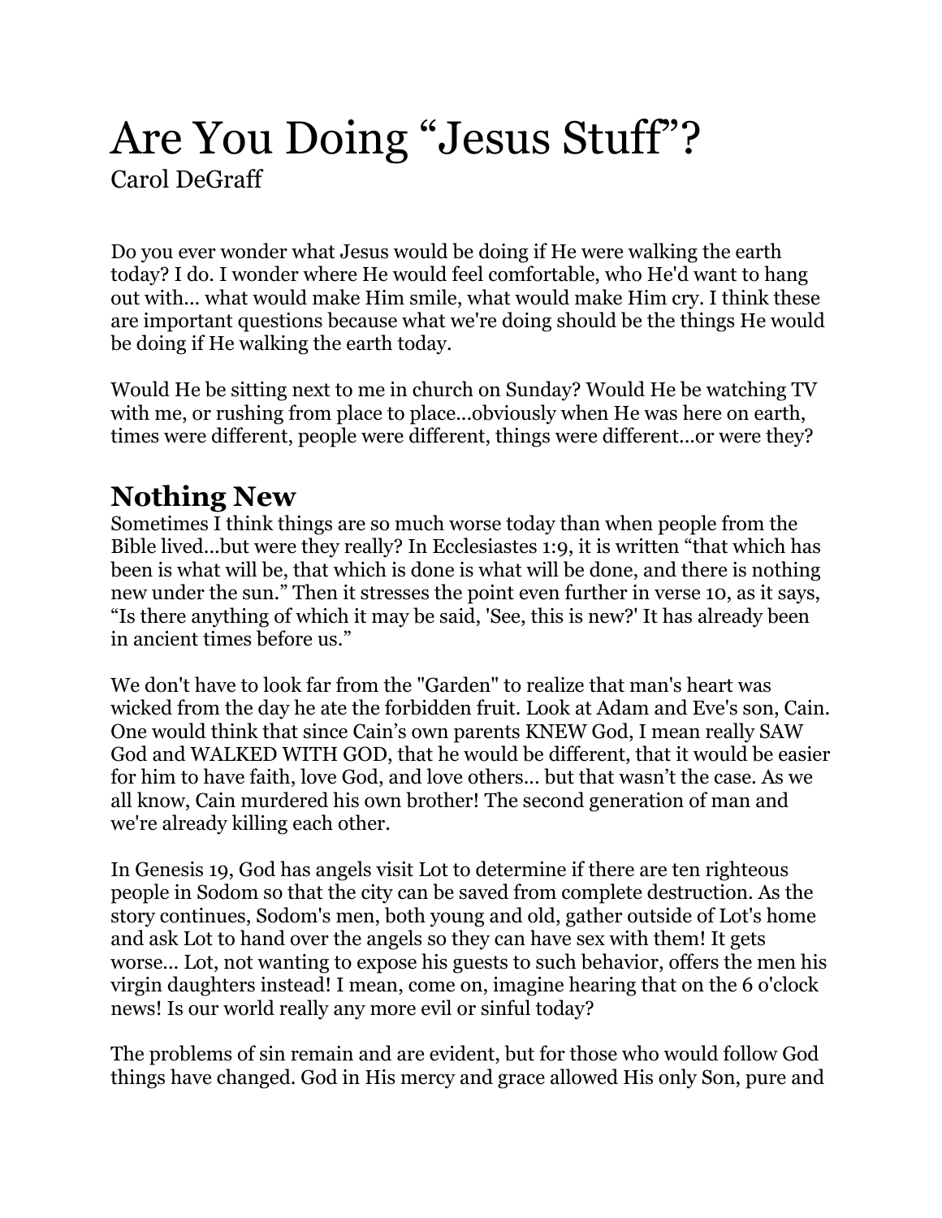# Are You Doing “Jesus Stuff”?

Carol DeGraff

Do you ever wonder what Jesus would be doing if He were walking the earth today? I do. I wonder where He would feel comfortable, who He'd want to hang out with... what would make Him smile, what would make Him cry. I think these are important questions because what we're doing should be the things He would be doing if He walking the earth today.

Would He be sitting next to me in church on Sunday? Would He be watching TV with me, or rushing from place to place...obviously when He was here on earth, times were different, people were different, things were different...or were they?

## Nothing New

Sometimes I think things are so much worse today than when people from the Bible lived...but were they really? In Ecclesiastes 1:9, it is written “that which has been is what will be, that which is done is what will be done, and there is nothing new under the sun.” Then it stresses the point even further in verse 10, as it says, “Is there anything of which it may be said, 'See, this is new?' It has already been in ancient times before us.”

We don't have to look far from the "Garden" to realize that man's heart was wicked from the day he ate the forbidden fruit. Look at Adam and Eve's son, Cain. One would think that since Cain’s own parents KNEW God, I mean really SAW God and WALKED WITH GOD, that he would be different, that it would be easier for him to have faith, love God, and love others... but that wasn’t the case. As we all know, Cain murdered his own brother! The second generation of man and we're already killing each other.

In Genesis 19, God has angels visit Lot to determine if there are ten righteous people in Sodom so that the city can be saved from complete destruction. As the story continues, Sodom's men, both young and old, gather outside of Lot's home and ask Lot to hand over the angels so they can have sex with them! It gets worse... Lot, not wanting to expose his guests to such behavior, offers the men his virgin daughters instead! I mean, come on, imagine hearing that on the 6 o'clock news! Is our world really any more evil or sinful today?

The problems of sin remain and are evident, but for those who would follow God things have changed. God in His mercy and grace allowed His only Son, pure and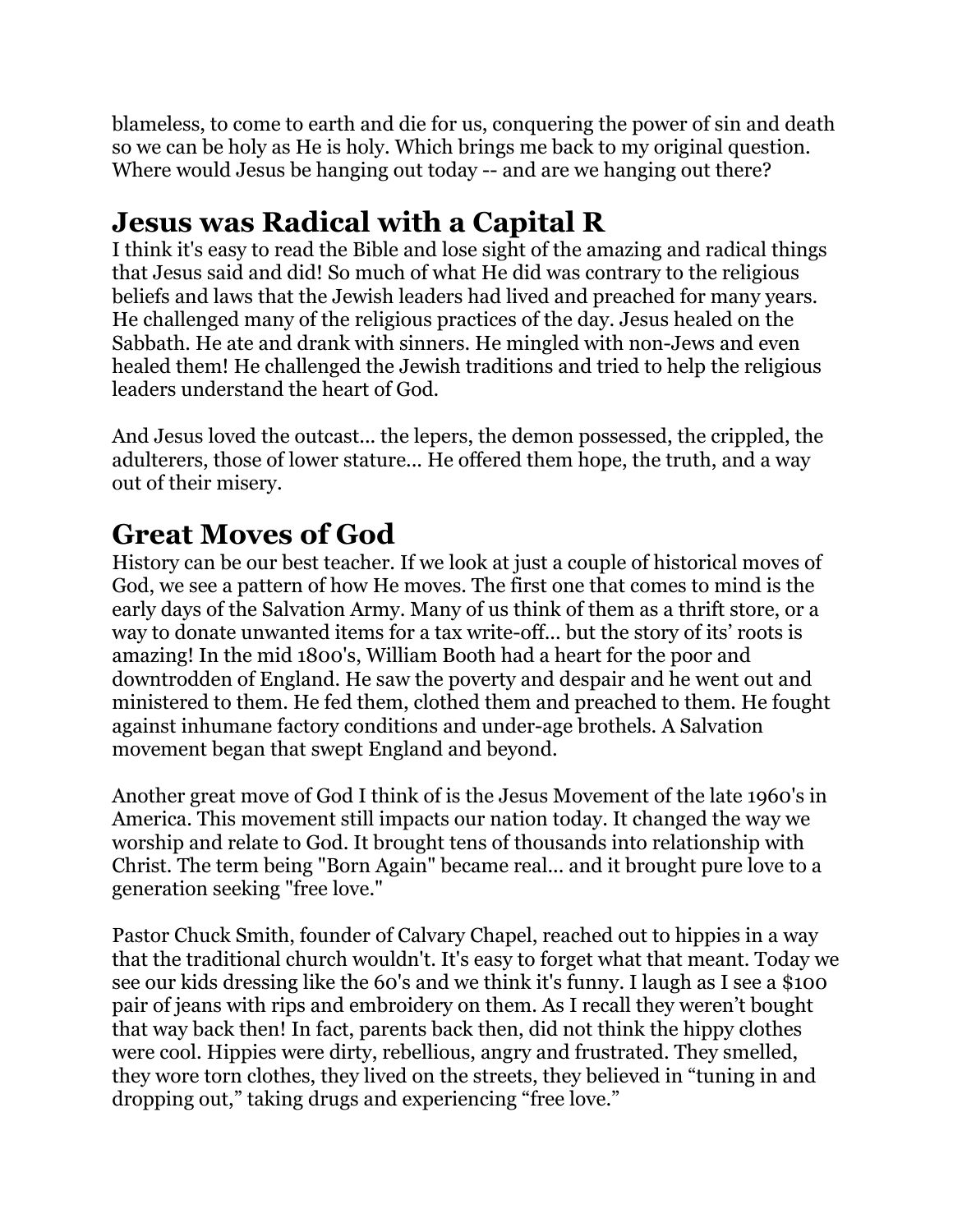blameless, to come to earth and die for us, conquering the power of sin and death so we can be holy as He is holy. Which brings me back to my original question. Where would Jesus be hanging out today -- and are we hanging out there?

## Jesus was Radical with a Capital R

I think it's easy to read the Bible and lose sight of the amazing and radical things that Jesus said and did! So much of what He did was contrary to the religious beliefs and laws that the Jewish leaders had lived and preached for many years. He challenged many of the religious practices of the day. Jesus healed on the Sabbath. He ate and drank with sinners. He mingled with non-Jews and even healed them! He challenged the Jewish traditions and tried to help the religious leaders understand the heart of God.

And Jesus loved the outcast... the lepers, the demon possessed, the crippled, the adulterers, those of lower stature... He offered them hope, the truth, and a way out of their misery.

## Great Moves of God

History can be our best teacher. If we look at just a couple of historical moves of God, we see a pattern of how He moves. The first one that comes to mind is the early days of the Salvation Army. Many of us think of them as a thrift store, or a way to donate unwanted items for a tax write-off... but the story of its' roots is amazing! In the mid 1800's, William Booth had a heart for the poor and downtrodden of England. He saw the poverty and despair and he went out and ministered to them. He fed them, clothed them and preached to them. He fought against inhumane factory conditions and under-age brothels. A Salvation movement began that swept England and beyond.

Another great move of God I think of is the Jesus Movement of the late 1960's in America. This movement still impacts our nation today. It changed the way we worship and relate to God. It brought tens of thousands into relationship with Christ. The term being "Born Again" became real... and it brought pure love to a generation seeking "free love."

Pastor Chuck Smith, founder of Calvary Chapel, reached out to hippies in a way that the traditional church wouldn't. It's easy to forget what that meant. Today we see our kids dressing like the 60's and we think it's funny. I laugh as I see a $100 pair of jeans with rips and embroidery on them. As I recall they weren't bought that way back then! In fact, parents back then, did not think the hippy clothes were cool. Hippies were dirty, rebellious, angry and frustrated. They smelled, they wore torn clothes, they lived on the streets, they believed in "tuning in and dropping out," taking drugs and experiencing "free love."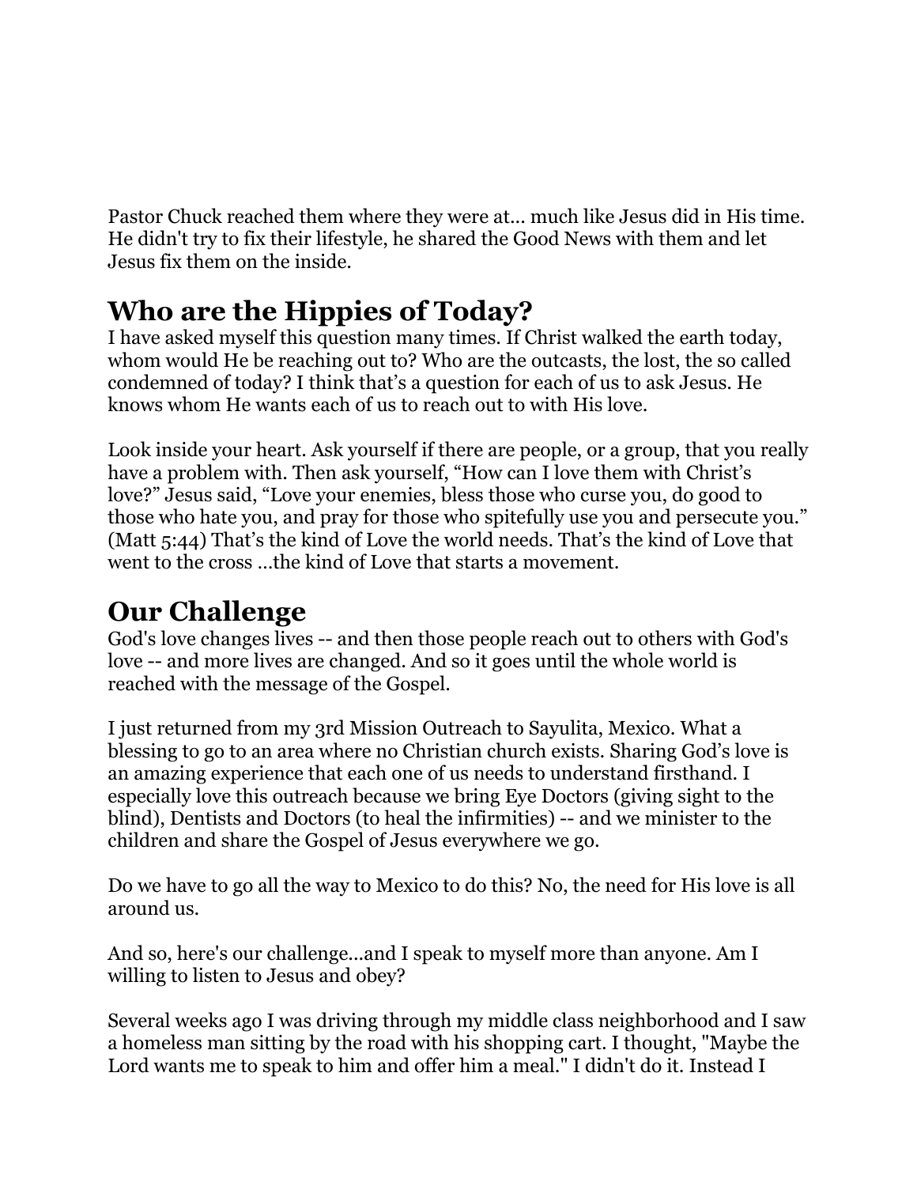Pastor Chuck reached them where they were at... much like Jesus did in His time. He didn't try to fix their lifestyle, he shared the Good News with them and let Jesus fix them on the inside.

## Who are the Hippies of Today?

I have asked myself this question many times. If Christ walked the earth today, whom would He be reaching out to? Who are the outcasts, the lost, the so called condemned of today? I think that's a question for each of us to ask Jesus. He knows whom He wants each of us to reach out to with His love.

Look inside your heart. Ask yourself if there are people, or a group, that you really have a problem with. Then ask yourself, "How can I love them with Christ's love?" Jesus said, "Love your enemies, bless those who curse you, do good to those who hate you, and pray for those who spitefully use you and persecute you." (Matt 5:44) That's the kind of Love the world needs. That's the kind of Love that went to the cross ...the kind of Love that starts a movement.

## Our Challenge

God's love changes lives -- and then those people reach out to others with God's love -- and more lives are changed. And so it goes until the whole world is reached with the message of the Gospel.

I just returned from my 3rd Mission Outreach to Sayulita, Mexico. What a blessing to go to an area where no Christian church exists. Sharing God's love is an amazing experience that each one of us needs to understand firsthand. I especially love this outreach because we bring Eye Doctors (giving sight to the blind), Dentists and Doctors (to heal the infirmities) -- and we minister to the children and share the Gospel of Jesus everywhere we go.

Do we have to go all the way to Mexico to do this? No, the need for His love is all around us.

And so, here's our challenge...and I speak to myself more than anyone. Am I willing to listen to Jesus and obey?

Several weeks ago I was driving through my middle class neighborhood and I saw a homeless man sitting by the road with his shopping cart. I thought, "Maybe the Lord wants me to speak to him and offer him a meal." I didn't do it. Instead I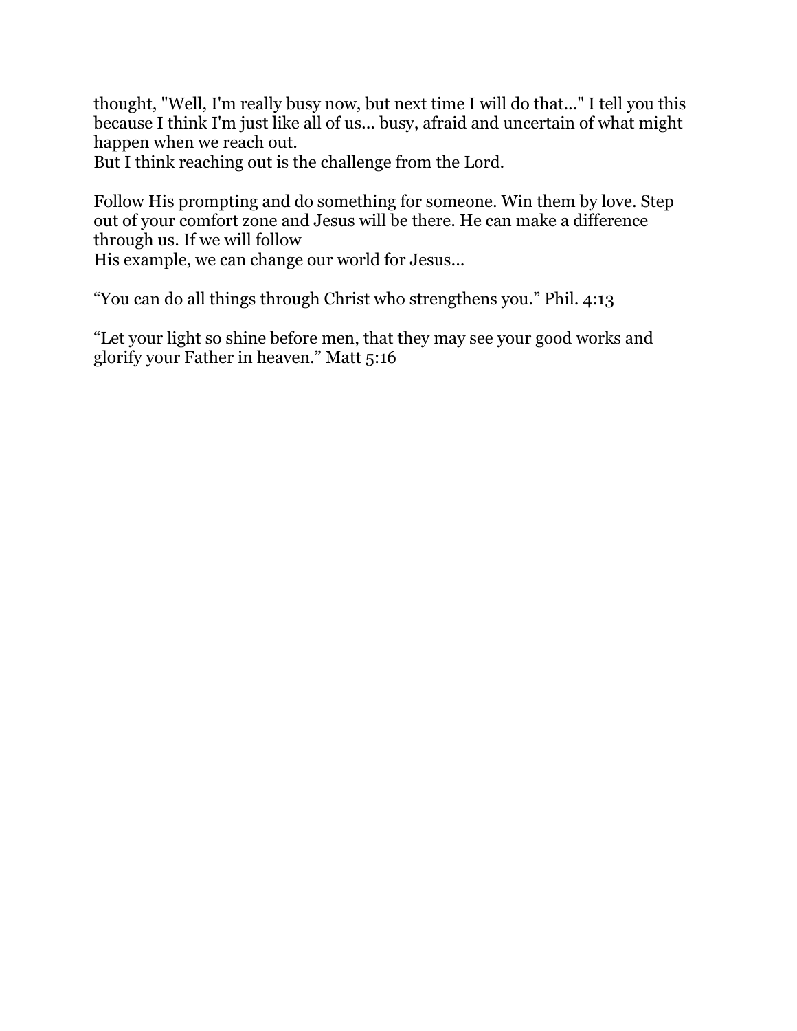thought, "Well, I'm really busy now, but next time I will do that..." I tell you this because I think I'm just like all of us... busy, afraid and uncertain of what might happen when we reach out.
But I think reaching out is the challenge from the Lord.

Follow His prompting and do something for someone. Win them by love. Step out of your comfort zone and Jesus will be there. He can make a difference through us. If we will follow
His example, we can change our world for Jesus…

“You can do all things through Christ who strengthens you.” Phil. 4:13

“Let your light so shine before men, that they may see your good works and glorify your Father in heaven.” Matt 5:16